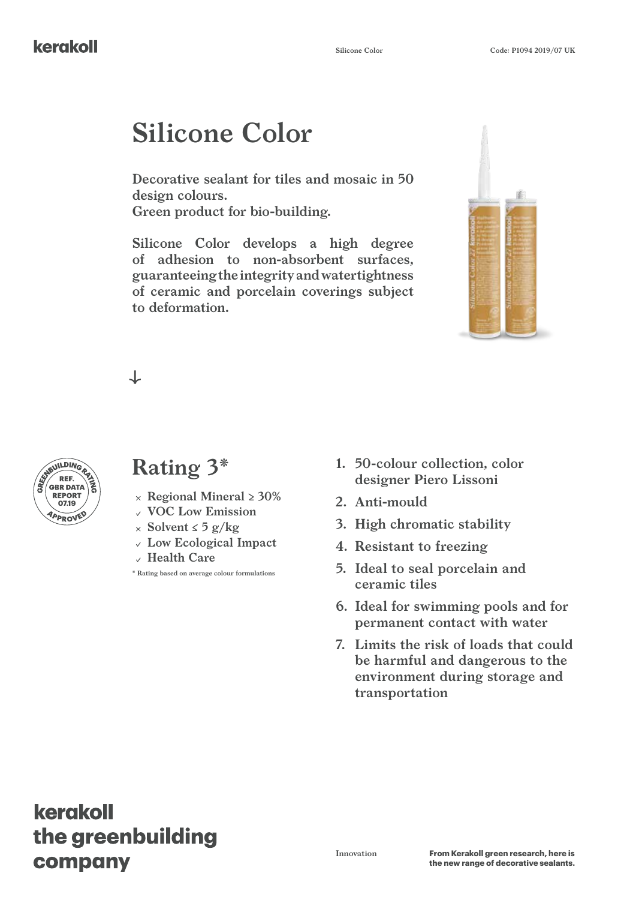# Silicone Color

**Decorative sealant for tiles and mosaic in 50 design colours.**
**Green product for bio-building.**

**Silicone Color develops a high degree of adhesion to non-absorbent surfaces, guaranteeing the integrity and watertightness of ceramic and porcelain coverings subject to deformation.**

GREENBUILDING RATING
REF. GBR DATA REPORT 07.19
APPROVED

## Rating 3*

- × Regional Mineral ≥ 30%
- ✓ VOC Low Emission
- × Solvent ≤ 5 g/kg
- ✓ Low Ecological Impact
- ✓ Health Care

\* Rating based on average colour formulations

1. 50-colour collection, color designer Piero Lissoni
2. Anti-mould
3. High chromatic stability
4. Resistant to freezing
5. Ideal to seal porcelain and ceramic tiles
6. Ideal for swimming pools and for permanent contact with water
7. Limits the risk of loads that could be harmful and dangerous to the environment during storage and transportation

**kerakoll the greenbuilding company**

Innovation

**From Kerakoll green research, here is the new range of decorative sealants.**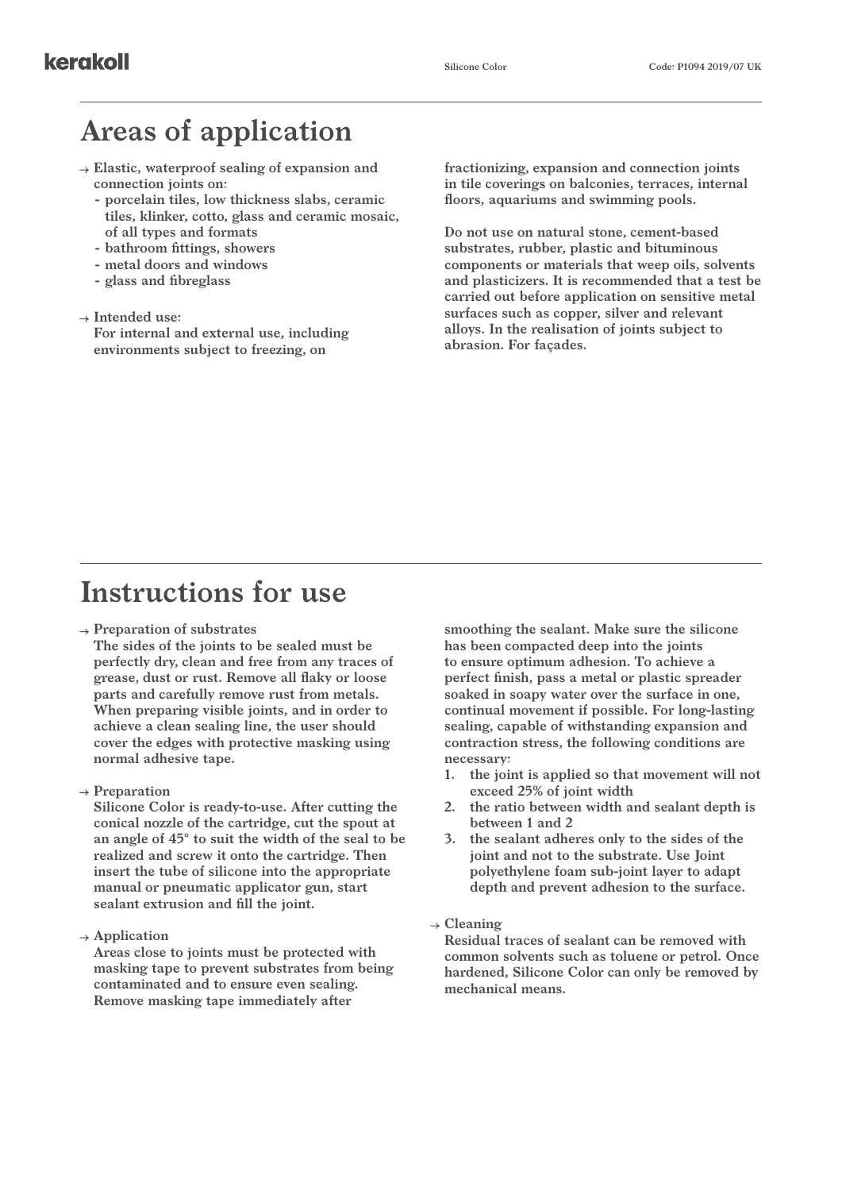# Areas of application

→ Elastic, waterproof sealing of expansion and connection joints on:
  - porcelain tiles, low thickness slabs, ceramic tiles, klinker, cotto, glass and ceramic mosaic, of all types and formats
  - bathroom fittings, showers
  - metal doors and windows
  - glass and fibreglass

→ Intended use:
For internal and external use, including environments subject to freezing, on fractionizing, expansion and connection joints in tile coverings on balconies, terraces, internal floors, aquariums and swimming pools.

Do not use on natural stone, cement-based substrates, rubber, plastic and bituminous components or materials that weep oils, solvents and plasticizers. It is recommended that a test be carried out before application on sensitive metal surfaces such as copper, silver and relevant alloys. In the realisation of joints subject to abrasion. For façades.

# Instructions for use

→ Preparation of substrates
The sides of the joints to be sealed must be perfectly dry, clean and free from any traces of grease, dust or rust. Remove all flaky or loose parts and carefully remove rust from metals. When preparing visible joints, and in order to achieve a clean sealing line, the user should cover the edges with protective masking using normal adhesive tape.

→ Preparation
Silicone Color is ready-to-use. After cutting the conical nozzle of the cartridge, cut the spout at an angle of 45° to suit the width of the seal to be realized and screw it onto the cartridge. Then insert the tube of silicone into the appropriate manual or pneumatic applicator gun, start sealant extrusion and fill the joint.

→ Application
Areas close to joints must be protected with masking tape to prevent substrates from being contaminated and to ensure even sealing. Remove masking tape immediately after smoothing the sealant. Make sure the silicone has been compacted deep into the joints to ensure optimum adhesion. To achieve a perfect finish, pass a metal or plastic spreader soaked in soapy water over the surface in one, continual movement if possible. For long-lasting sealing, capable of withstanding expansion and contraction stress, the following conditions are necessary:

1. the joint is applied so that movement will not exceed 25% of joint width
2. the ratio between width and sealant depth is between 1 and 2
3. the sealant adheres only to the sides of the joint and not to the substrate. Use Joint polyethylene foam sub-joint layer to adapt depth and prevent adhesion to the surface.

→ Cleaning
Residual traces of sealant can be removed with common solvents such as toluene or petrol. Once hardened, Silicone Color can only be removed by mechanical means.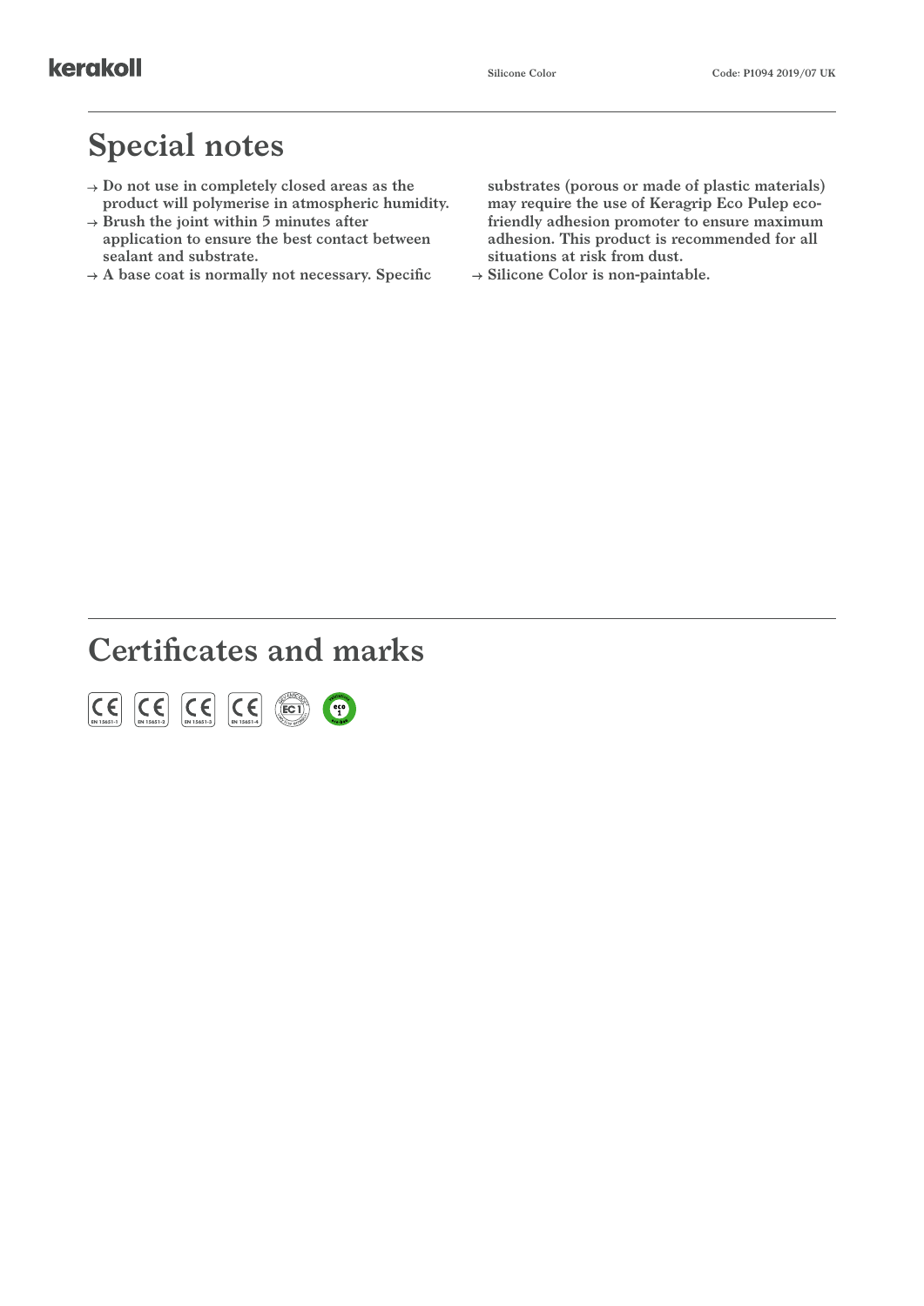## Special notes

- → Do not use in completely closed areas as the product will polymerise in atmospheric humidity.
- → Brush the joint within 5 minutes after application to ensure the best contact between sealant and substrate.
- → A base coat is normally not necessary. Specific substrates (porous or made of plastic materials) may require the use of Keragrip Eco Pulep eco-friendly adhesion promoter to ensure maximum adhesion. This product is recommended for all situations at risk from dust.
- → Silicone Color is non-paintable.

## Certificates and marks

CE EN 15651-1 | CE EN 15651-2 | CE EN 15651-3 | CE EN 15651-4 | EC1 | eco 1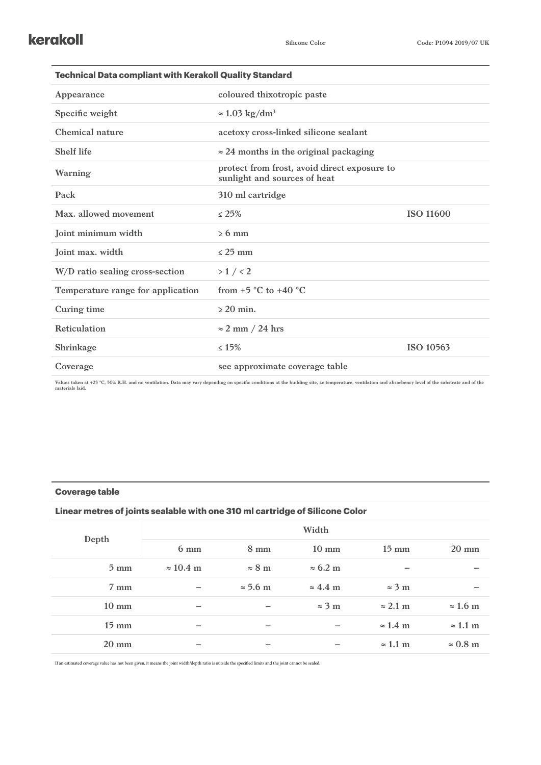## Technical Data compliant with Kerakoll Quality Standard

| | | |
|---|---|---|
| Appearance | coloured thixotropic paste | |
| Specific weight | ≈ 1.03 kg/dm$^3$ | |
| Chemical nature | acetoxy cross-linked silicone sealant | |
| Shelf life | ≈ 24 months in the original packaging | |
| Warning | protect from frost, avoid direct exposure to sunlight and sources of heat | |
| Pack | 310 ml cartridge | |
| Max. allowed movement | ≤ 25% | ISO 11600 |
| Joint minimum width | ≥ 6 mm | |
| Joint max. width | ≤ 25 mm | |
| W/D ratio sealing cross-section | > 1 / < 2 | |
| Temperature range for application | from +5 °C to +40 °C | |
| Curing time | ≥ 20 min. | |
| Reticulation | ≈ 2 mm / 24 hrs | |
| Shrinkage | ≤ 15% | ISO 10563 |
| Coverage | see approximate coverage table | |

Values taken at +23 °C, 50% R.H. and no ventilation. Data may vary depending on specific conditions at the building site, i.e.temperature, ventilation and absorbency level of the substrate and of the materials laid.

## Coverage table

### Linear metres of joints sealable with one 310 ml cartridge of Silicone Color

| Depth | Width | | | | |
|---|---|---|---|---|---|
| | 6 mm | 8 mm | 10 mm | 15 mm | 20 mm |
| 5 mm | ≈ 10.4 m | ≈ 8 m | ≈ 6.2 m | – | – |
| 7 mm | – | ≈ 5.6 m | ≈ 4.4 m | ≈ 3 m | – |
| 10 mm | – | – | ≈ 3 m | ≈ 2.1 m | ≈ 1.6 m |
| 15 mm | – | – | – | ≈ 1.4 m | ≈ 1.1 m |
| 20 mm | – | – | – | ≈ 1.1 m | ≈ 0.8 m |

If an estimated coverage value has not been given, it means the joint width/depth ratio is outside the specified limits and the joint cannot be sealed.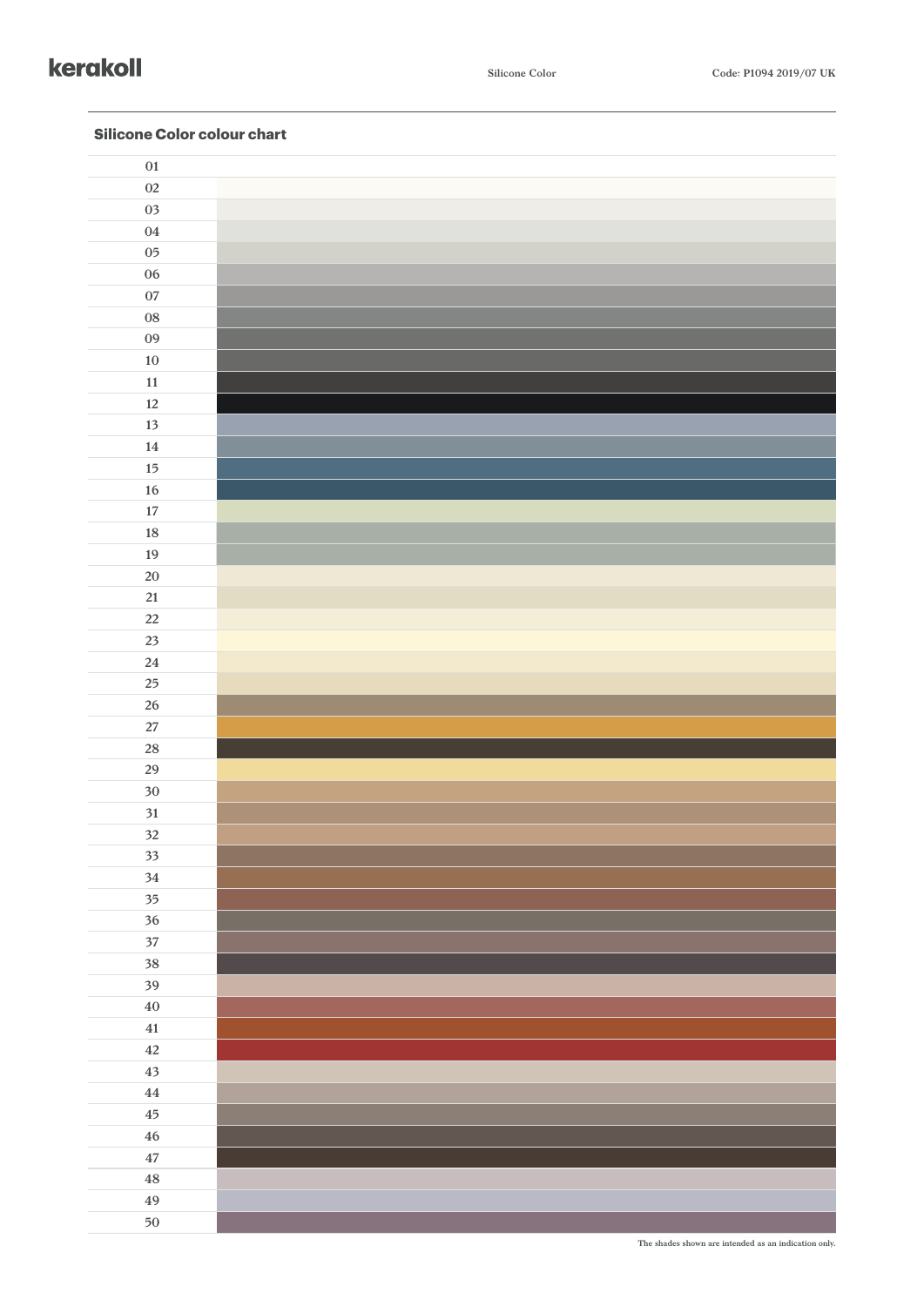## Silicone Color colour chart

| |
|---|
| 01 |
| 02 |
| 03 |
| 04 |
| 05 |
| 06 |
| 07 |
| 08 |
| 09 |
| 10 |
| 11 |
| 12 |
| 13 |
| 14 |
| 15 |
| 16 |
| 17 |
| 18 |
| 19 |
| 20 |
| 21 |
| 22 |
| 23 |
| 24 |
| 25 |
| 26 |
| 27 |
| 28 |
| 29 |
| 30 |
| 31 |
| 32 |
| 33 |
| 34 |
| 35 |
| 36 |
| 37 |
| 38 |
| 39 |
| 40 |
| 41 |
| 42 |
| 43 |
| 44 |
| 45 |
| 46 |
| 47 |
| 48 |
| 49 |
| 50 |

The shades shown are intended as an indication only.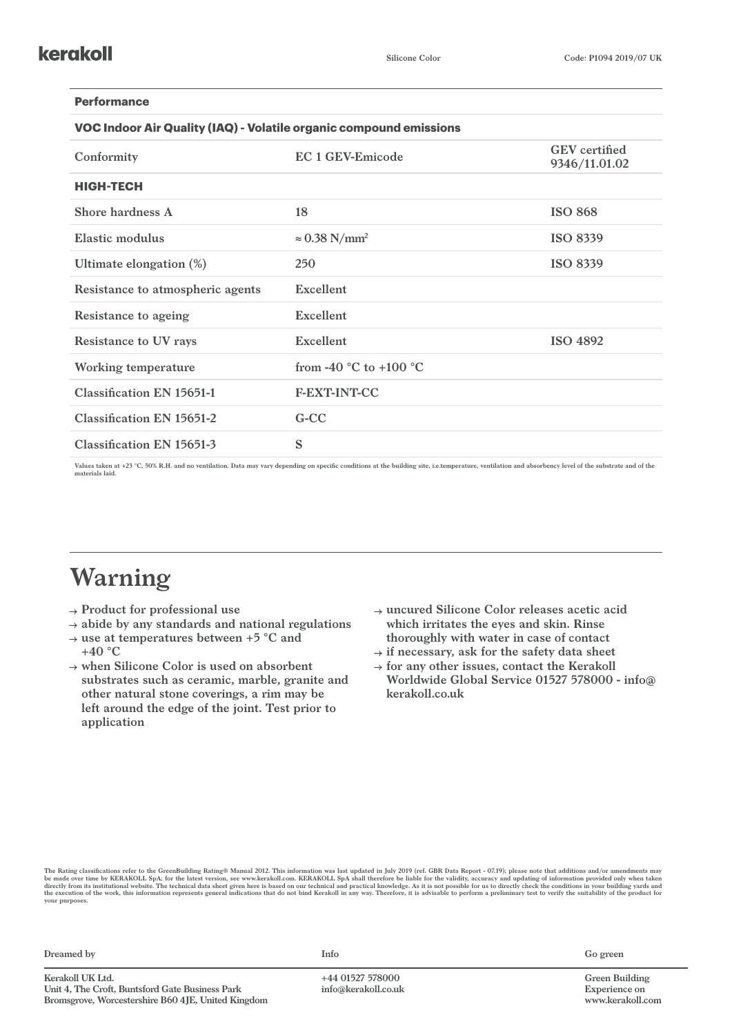| Performance | | |
|---|---|---|
| **VOC Indoor Air Quality (IAQ) - Volatile organic compound emissions** | | |
| Conformity | EC 1 GEV-Emicode | GEV certified 9346/11.01.02 |
| **HIGH-TECH** | | |
| Shore hardness A | 18 | ISO 868 |
| Elastic modulus | ≈ 0.38 N/mm² | ISO 8339 |
| Ultimate elongation (%) | 250 | ISO 8339 |
| Resistance to atmospheric agents | Excellent | |
| Resistance to ageing | Excellent | |
| Resistance to UV rays | Excellent | ISO 4892 |
| Working temperature | from -40 °C to +100 °C | |
| Classification EN 15651-1 | F-EXT-INT-CC | |
| Classification EN 15651-2 | G-CC | |
| Classification EN 15651-3 | S | |

Values taken at +23 °C, 50% R.H. and no ventilation. Data may vary depending on specific conditions at the building site, i.e.temperature, ventilation and absorbency level of the substrate and of the materials laid.

# Warning

- → Product for professional use
- → abide by any standards and national regulations
- → use at temperatures between +5 °C and +40 °C
- → when Silicone Color is used on absorbent substrates such as ceramic, marble, granite and other natural stone coverings, a rim may be left around the edge of the joint. Test prior to application
- → uncured Silicone Color releases acetic acid which irritates the eyes and skin. Rinse thoroughly with water in case of contact
- → if necessary, ask for the safety data sheet
- → for any other issues, contact the Kerakoll Worldwide Global Service 01527 578000 - info@kerakoll.co.uk

The Rating classifications refer to the GreenBuilding Rating® Manual 2012. This information was last updated in July 2019 (ref. GBR Data Report - 07.19); please note that additions and/or amendments may be made over time by KERAKOLL SpA; for the latest version, see www.kerakoll.com. KERAKOLL SpA shall therefore be liable for the validity, accuracy and updating of information provided only when taken directly from its institutional website. The technical data sheet given here is based on our technical and practical knowledge. As it is not possible for us to directly check the conditions in your building yards and the execution of the work, this information represents general indications that do not bind Kerakoll in any way. Therefore, it is advisable to perform a preliminary test to verify the suitability of the product for your purposes.

| Dreamed by | Info | Go green |
|---|---|---|
| Kerakoll UK Ltd. Unit 4, The Croft, Buntsford Gate Business Park Bromsgrove, Worcestershire B60 4JE, United Kingdom | +44 01527 578000 info@kerakoll.co.uk | Green Building Experience on www.kerakoll.com |